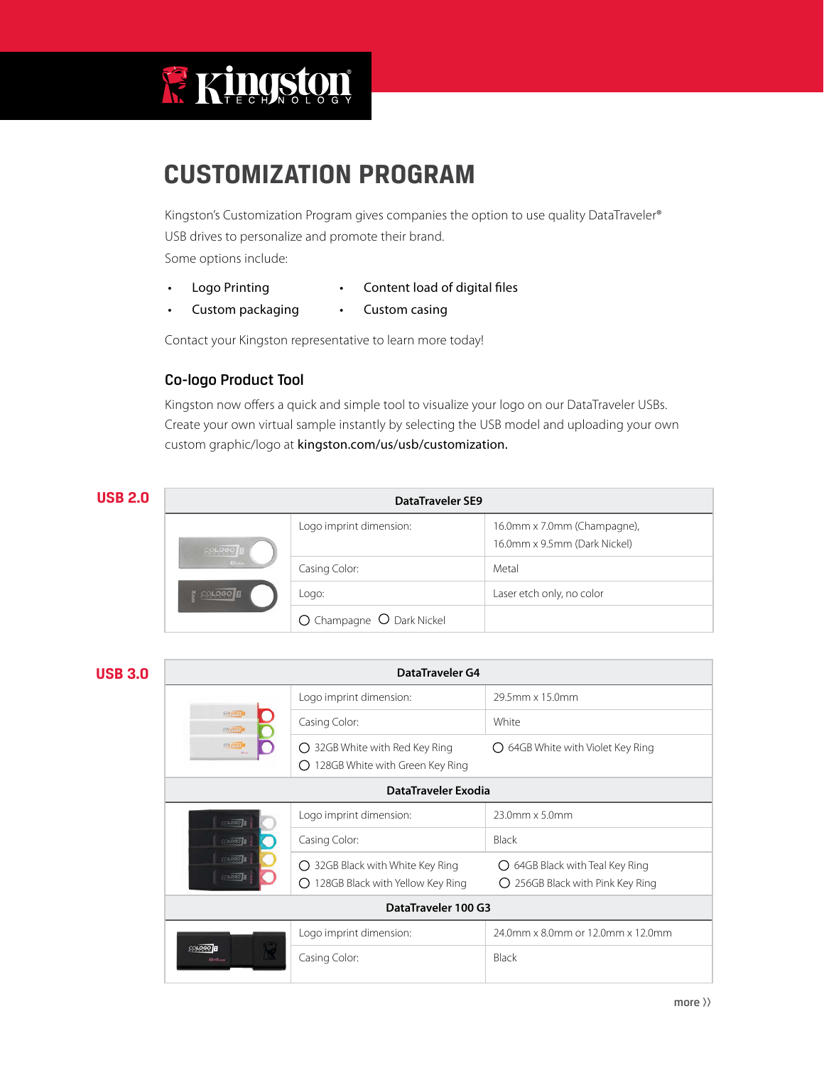# CUSTOMIZATION PROGRAM

Kingston's Customization Program gives companies the option to use quality DataTraveler® USB drives to personalize and promote their brand.

Some options include:

- Logo Printing
- Custom packaging
- Content load of digital files
- Custom casing

Contact your Kingston representative to learn more today!

## Co-logo Product Tool

Kingston now offers a quick and simple tool to visualize your logo on our DataTraveler USBs. Create your own virtual sample instantly by selecting the USB model and uploading your own custom graphic/logo at **kingston.com/us/usb/customization.**

### USB 2.0

| DataTraveler SE9 | |
|---|---|
| Logo imprint dimension: | 16.0mm x 7.0mm (Champagne), 16.0mm x 9.5mm (Dark Nickel) |
| Casing Color: | Metal |
| Logo: | Laser etch only, no color |
| ○ Champagne ○ Dark Nickel | |

### USB 3.0

| DataTraveler G4 | |
|---|---|
| Logo imprint dimension: | 29.5mm x 15.0mm |
| Casing Color: | White |
| ○ 32GB White with Red Key Ring<br>○ 128GB White with Green Key Ring | ○ 64GB White with Violet Key Ring |

| DataTraveler Exodia | |
|---|---|
| Logo imprint dimension: | 23.0mm x 5.0mm |
| Casing Color: | Black |
| ○ 32GB Black with White Key Ring<br>○ 128GB Black with Yellow Key Ring | ○ 64GB Black with Teal Key Ring<br>○ 256GB Black with Pink Key Ring |

| DataTraveler 100 G3 | |
|---|---|
| Logo imprint dimension: | 24.0mm x 8.0mm or 12.0mm x 12.0mm |
| Casing Color: | Black |

more ››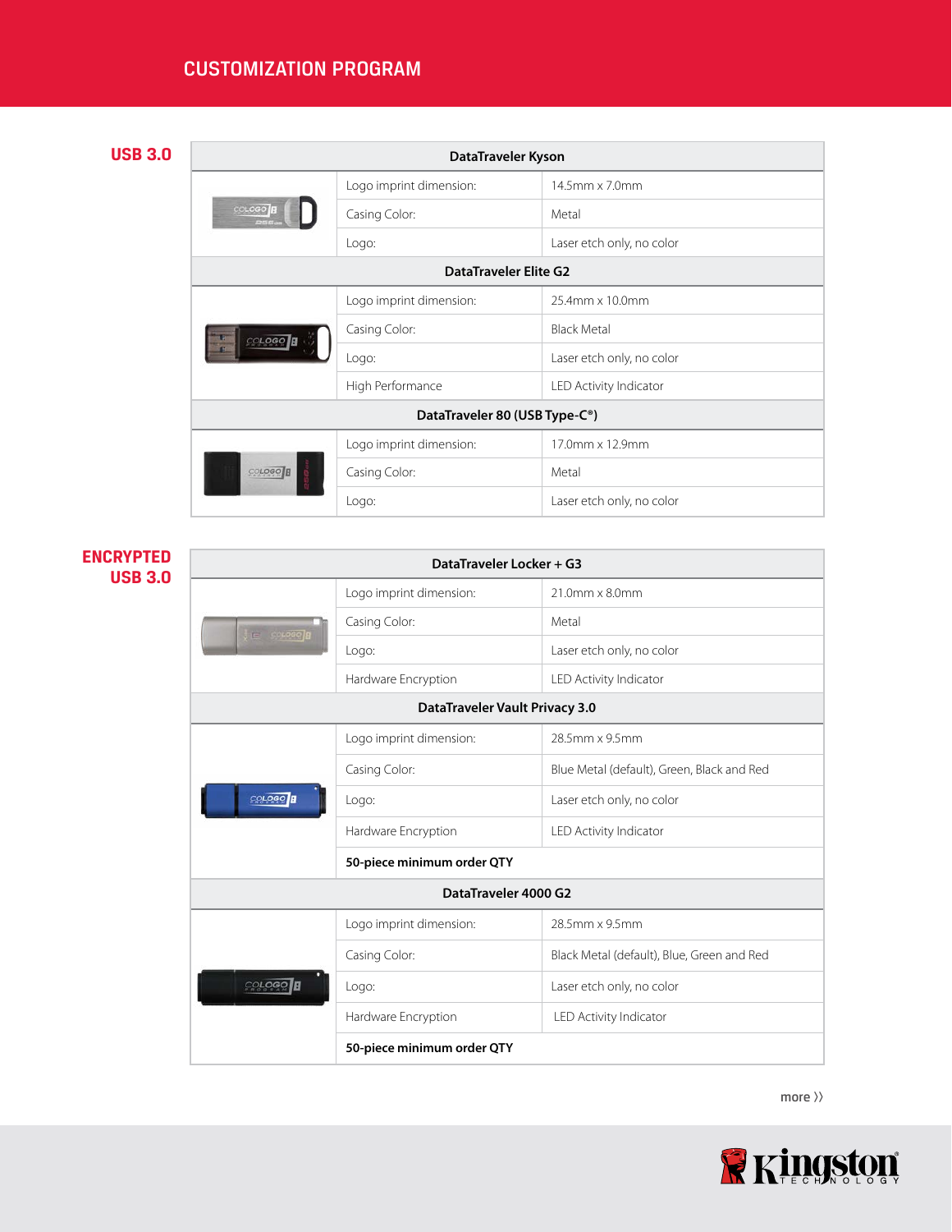## CUSTOMIZATION PROGRAM

### USB 3.0

| DataTraveler Kyson | |
|---|---|
| Logo imprint dimension: | 14.5mm x 7.0mm |
| Casing Color: | Metal |
| Logo: | Laser etch only, no color |

| DataTraveler Elite G2 | |
|---|---|
| Logo imprint dimension: | 25.4mm x 10.0mm |
| Casing Color: | Black Metal |
| Logo: | Laser etch only, no color |
| High Performance | LED Activity Indicator |

| DataTraveler 80 (USB Type-C®) | |
|---|---|
| Logo imprint dimension: | 17.0mm x 12.9mm |
| Casing Color: | Metal |
| Logo: | Laser etch only, no color |

### ENCRYPTED USB 3.0

| DataTraveler Locker + G3 | |
|---|---|
| Logo imprint dimension: | 21.0mm x 8.0mm |
| Casing Color: | Metal |
| Logo: | Laser etch only, no color |
| Hardware Encryption | LED Activity Indicator |

| DataTraveler Vault Privacy 3.0 | |
|---|---|
| Logo imprint dimension: | 28.5mm x 9.5mm |
| Casing Color: | Blue Metal (default), Green, Black and Red |
| Logo: | Laser etch only, no color |
| Hardware Encryption | LED Activity Indicator |
| **50-piece minimum order QTY** | |

| DataTraveler 4000 G2 | |
|---|---|
| Logo imprint dimension: | 28.5mm x 9.5mm |
| Casing Color: | Black Metal (default), Blue, Green and Red |
| Logo: | Laser etch only, no color |
| Hardware Encryption | LED Activity Indicator |
| **50-piece minimum order QTY** | |

more ››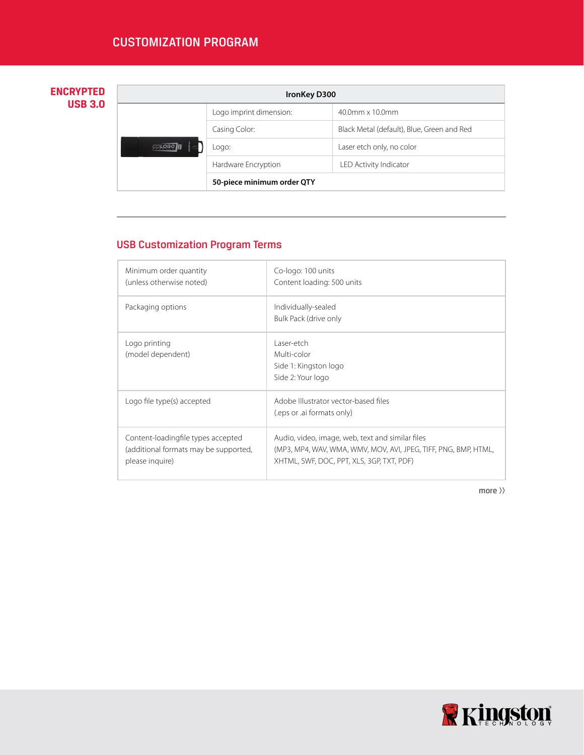# CUSTOMIZATION PROGRAM

## ENCRYPTED USB 3.0

| IronKey D300 | | |
|---|---|---|
| | Logo imprint dimension: | 40.0mm x 10.0mm |
| | Casing Color: | Black Metal (default), Blue, Green and Red |
| | Logo: | Laser etch only, no color |
| | Hardware Encryption | LED Activity Indicator |
| | **50-piece minimum order QTY** | |

## USB Customization Program Terms

| | |
|---|---|
| Minimum order quantity (unless otherwise noted) | Co-logo: 100 units<br>Content loading: 500 units |
| Packaging options | Individually-sealed<br>Bulk Pack (drive only |
| Logo printing (model dependent) | Laser-etch<br>Multi-color<br>Side 1: Kingston logo<br>Side 2: Your logo |
| Logo file type(s) accepted | Adobe Illustrator vector-based files (.eps or .ai formats only) |
| Content-loadingfile types accepted (additional formats may be supported, please inquire) | Audio, video, image, web, text and similar files (MP3, MP4, WAV, WMA, WMV, MOV, AVI, JPEG, TIFF, PNG, BMP, HTML, XHTML, SWF, DOC, PPT, XLS, 3GP, TXT, PDF) |

more ››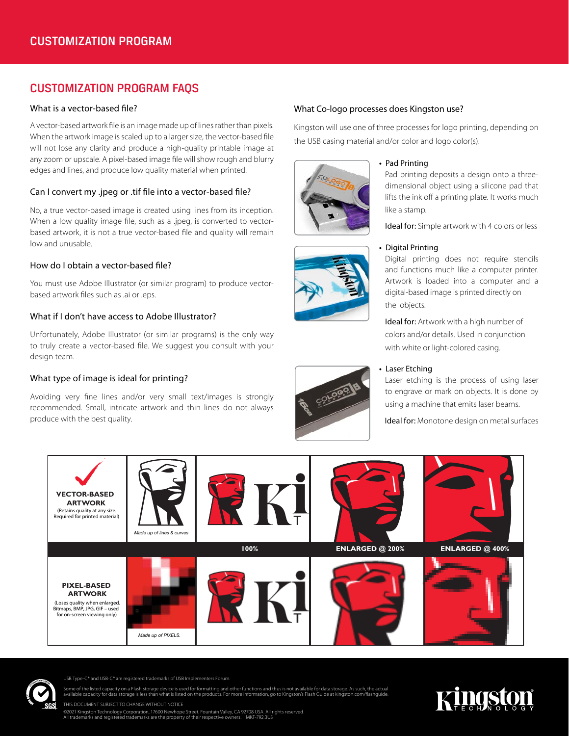# CUSTOMIZATION PROGRAM

## CUSTOMIZATION PROGRAM FAQS

### What is a vector-based file?

A vector-based artwork file is an image made up of lines rather than pixels. When the artwork image is scaled up to a larger size, the vector-based file will not lose any clarity and produce a high-quality printable image at any zoom or upscale. A pixel-based image file will show rough and blurry edges and lines, and produce low quality material when printed.

### Can I convert my .jpeg or .tif file into a vector-based file?

No, a true vector-based image is created using lines from its inception. When a low quality image file, such as a .jpeg, is converted to vector-based artwork, it is not a true vector-based file and quality will remain low and unusable.

### How do I obtain a vector-based file?

You must use Adobe Illustrator (or similar program) to produce vector-based artwork files such as .ai or .eps.

### What if I don't have access to Adobe Illustrator?

Unfortunately, Adobe Illustrator (or similar programs) is the only way to truly create a vector-based file. We suggest you consult with your design team.

### What type of image is ideal for printing?

Avoiding very fine lines and/or very small text/images is strongly recommended. Small, intricate artwork and thin lines do not always produce with the best quality.

### What Co-logo processes does Kingston use?

Kingston will use one of three processes for logo printing, depending on the USB casing material and/or color and logo color(s).

- Pad Printing

  Pad printing deposits a design onto a three-dimensional object using a silicone pad that lifts the ink off a printing plate. It works much like a stamp.

  **Ideal for:** Simple artwork with 4 colors or less

- Digital Printing

  Digital printing does not require stencils and functions much like a computer printer. Artwork is loaded into a computer and a digital-based image is printed directly on the objects.

  **Ideal for:** Artwork with a high number of colors and/or details. Used in conjunction with white or light-colored casing.

- Laser Etching

  Laser etching is the process of using laser to engrave or mark on objects. It is done by using a machine that emits laser beams.

  **Ideal for:** Monotone design on metal surfaces

**VECTOR-BASED ARTWORK**
(Retains quality at any size. Required for printed material)

*Made up of lines & curves*

100%
ENLARGED @ 200%
ENLARGED @ 400%

**PIXEL-BASED ARTWORK**
(Loses quality when enlarged. Bitmaps, BMP, JPG, GIF – used for on-screen viewing only)

*Made up of PIXELS.*

USB Type-C® and USB-C® are registered trademarks of USB Implementers Forum.

Some of the listed capacity on a Flash storage device is used for formatting and other functions and thus is not available for data storage. As such, the actual available capacity for data storage is less than what is listed on the products. For more information, go to Kingston's Flash Guide at kingston.com/flashguide.

THIS DOCUMENT SUBJECT TO CHANGE WITHOUT NOTICE

©2021 Kingston Technology Corporation, 17600 Newhope Street, Fountain Valley, CA 92708 USA. All rights reserved. All trademarks and registered trademarks are the property of their respective owners. MKF-792.3US